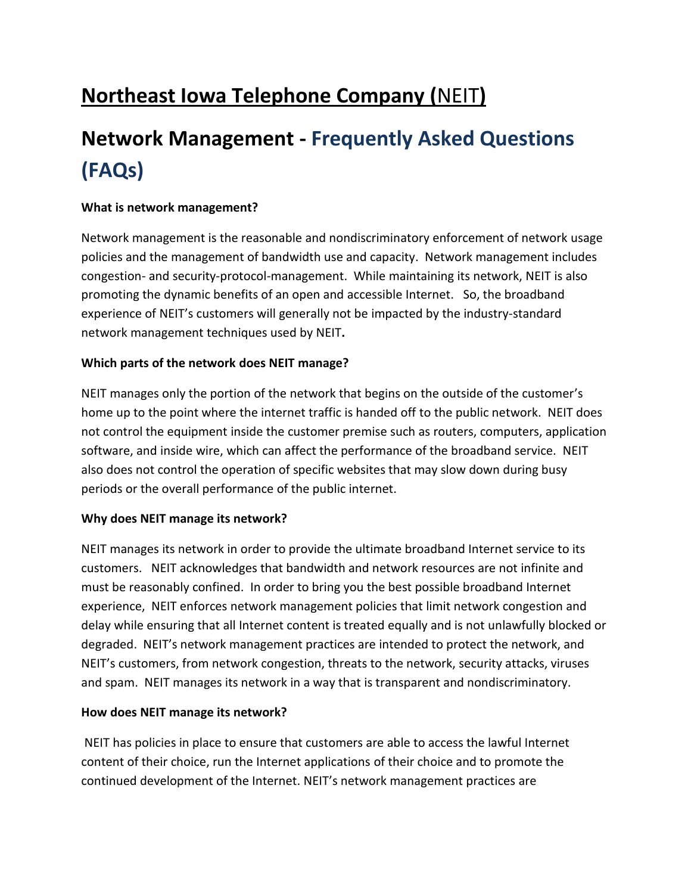# Northeast Iowa Telephone Company (NEIT)

# Network Management - Frequently Asked Questions (FAQs)

**What is network management?**

Network management is the reasonable and nondiscriminatory enforcement of network usage policies and the management of bandwidth use and capacity. Network management includes congestion- and security-protocol-management. While maintaining its network, NEIT is also promoting the dynamic benefits of an open and accessible Internet. So, the broadband experience of NEIT's customers will generally not be impacted by the industry-standard network management techniques used by NEIT**.**

**Which parts of the network does NEIT manage?**

NEIT manages only the portion of the network that begins on the outside of the customer's home up to the point where the internet traffic is handed off to the public network. NEIT does not control the equipment inside the customer premise such as routers, computers, application software, and inside wire, which can affect the performance of the broadband service. NEIT also does not control the operation of specific websites that may slow down during busy periods or the overall performance of the public internet.

**Why does NEIT manage its network?**

NEIT manages its network in order to provide the ultimate broadband Internet service to its customers. NEIT acknowledges that bandwidth and network resources are not infinite and must be reasonably confined. In order to bring you the best possible broadband Internet experience, NEIT enforces network management policies that limit network congestion and delay while ensuring that all Internet content is treated equally and is not unlawfully blocked or degraded. NEIT's network management practices are intended to protect the network, and NEIT's customers, from network congestion, threats to the network, security attacks, viruses and spam. NEIT manages its network in a way that is transparent and nondiscriminatory.

**How does NEIT manage its network?**

NEIT has policies in place to ensure that customers are able to access the lawful Internet content of their choice, run the Internet applications of their choice and to promote the continued development of the Internet. NEIT's network management practices are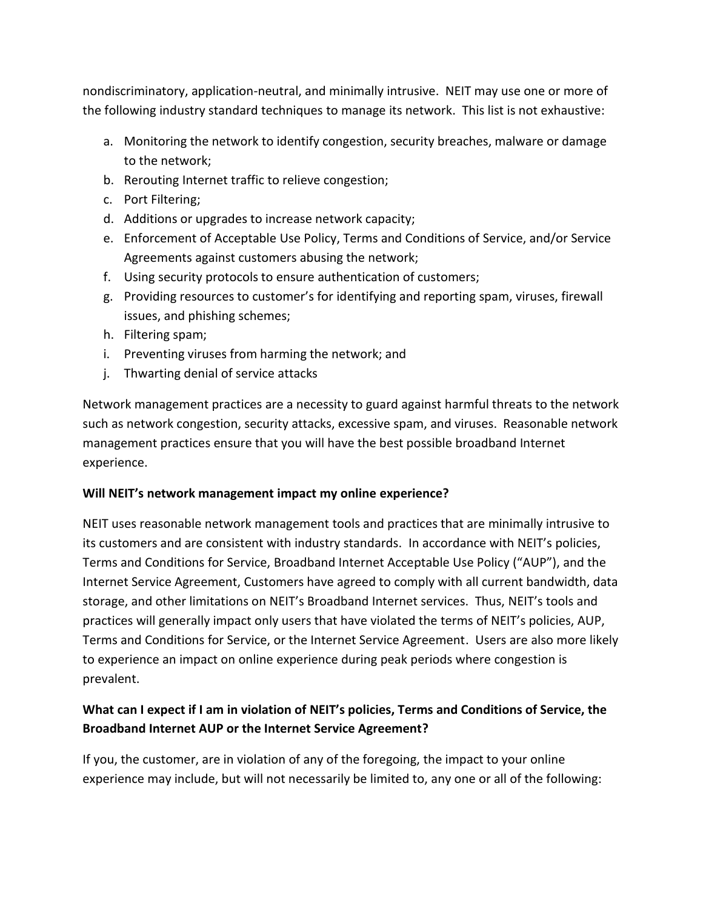nondiscriminatory, application-neutral, and minimally intrusive. NEIT may use one or more of the following industry standard techniques to manage its network. This list is not exhaustive:

a. Monitoring the network to identify congestion, security breaches, malware or damage to the network;
b. Rerouting Internet traffic to relieve congestion;
c. Port Filtering;
d. Additions or upgrades to increase network capacity;
e. Enforcement of Acceptable Use Policy, Terms and Conditions of Service, and/or Service Agreements against customers abusing the network;
f. Using security protocols to ensure authentication of customers;
g. Providing resources to customer's for identifying and reporting spam, viruses, firewall issues, and phishing schemes;
h. Filtering spam;
i. Preventing viruses from harming the network; and
j. Thwarting denial of service attacks

Network management practices are a necessity to guard against harmful threats to the network such as network congestion, security attacks, excessive spam, and viruses. Reasonable network management practices ensure that you will have the best possible broadband Internet experience.

**Will NEIT's network management impact my online experience?**

NEIT uses reasonable network management tools and practices that are minimally intrusive to its customers and are consistent with industry standards. In accordance with NEIT's policies, Terms and Conditions for Service, Broadband Internet Acceptable Use Policy ("AUP"), and the Internet Service Agreement, Customers have agreed to comply with all current bandwidth, data storage, and other limitations on NEIT's Broadband Internet services. Thus, NEIT's tools and practices will generally impact only users that have violated the terms of NEIT's policies, AUP, Terms and Conditions for Service, or the Internet Service Agreement. Users are also more likely to experience an impact on online experience during peak periods where congestion is prevalent.

**What can I expect if I am in violation of NEIT's policies, Terms and Conditions of Service, the Broadband Internet AUP or the Internet Service Agreement?**

If you, the customer, are in violation of any of the foregoing, the impact to your online experience may include, but will not necessarily be limited to, any one or all of the following: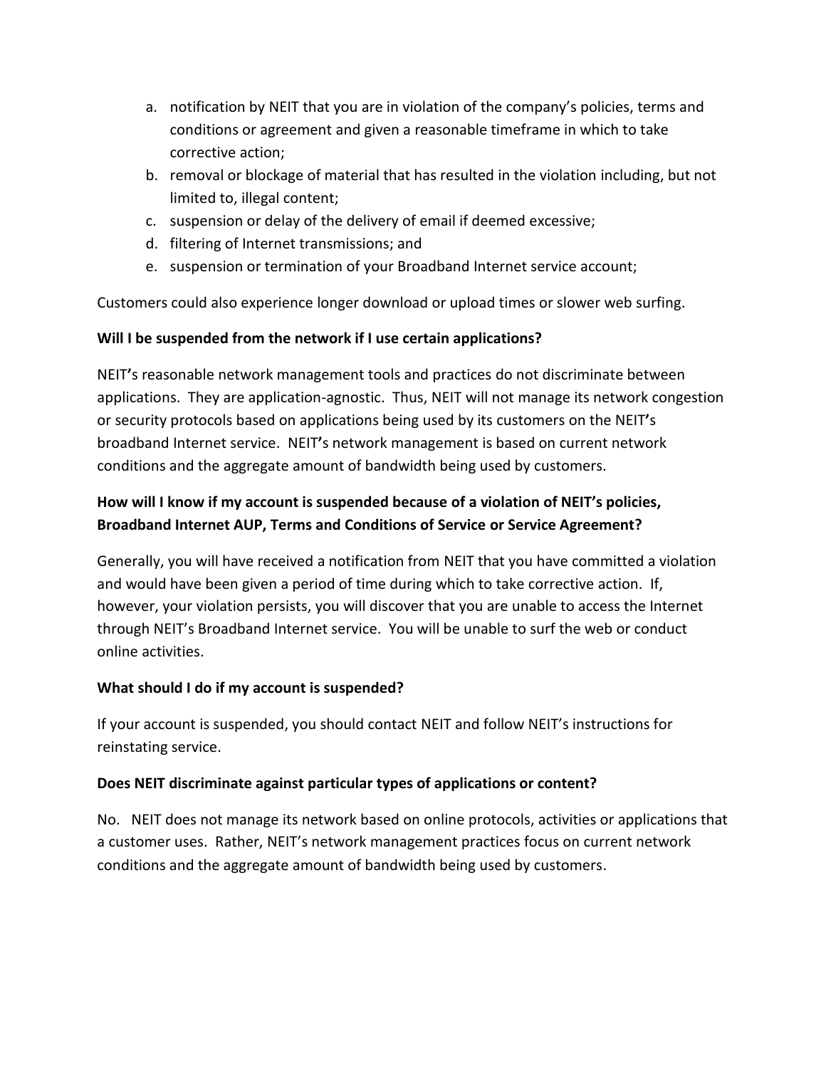a. notification by NEIT that you are in violation of the company's policies, terms and conditions or agreement and given a reasonable timeframe in which to take corrective action;
b. removal or blockage of material that has resulted in the violation including, but not limited to, illegal content;
c. suspension or delay of the delivery of email if deemed excessive;
d. filtering of Internet transmissions; and
e. suspension or termination of your Broadband Internet service account;

Customers could also experience longer download or upload times or slower web surfing.

**Will I be suspended from the network if I use certain applications?**

NEIT's reasonable network management tools and practices do not discriminate between applications. They are application-agnostic. Thus, NEIT will not manage its network congestion or security protocols based on applications being used by its customers on the NEIT's broadband Internet service. NEIT's network management is based on current network conditions and the aggregate amount of bandwidth being used by customers.

**How will I know if my account is suspended because of a violation of NEIT's policies, Broadband Internet AUP, Terms and Conditions of Service or Service Agreement?**

Generally, you will have received a notification from NEIT that you have committed a violation and would have been given a period of time during which to take corrective action. If, however, your violation persists, you will discover that you are unable to access the Internet through NEIT's Broadband Internet service. You will be unable to surf the web or conduct online activities.

**What should I do if my account is suspended?**

If your account is suspended, you should contact NEIT and follow NEIT's instructions for reinstating service.

**Does NEIT discriminate against particular types of applications or content?**

No. NEIT does not manage its network based on online protocols, activities or applications that a customer uses. Rather, NEIT's network management practices focus on current network conditions and the aggregate amount of bandwidth being used by customers.